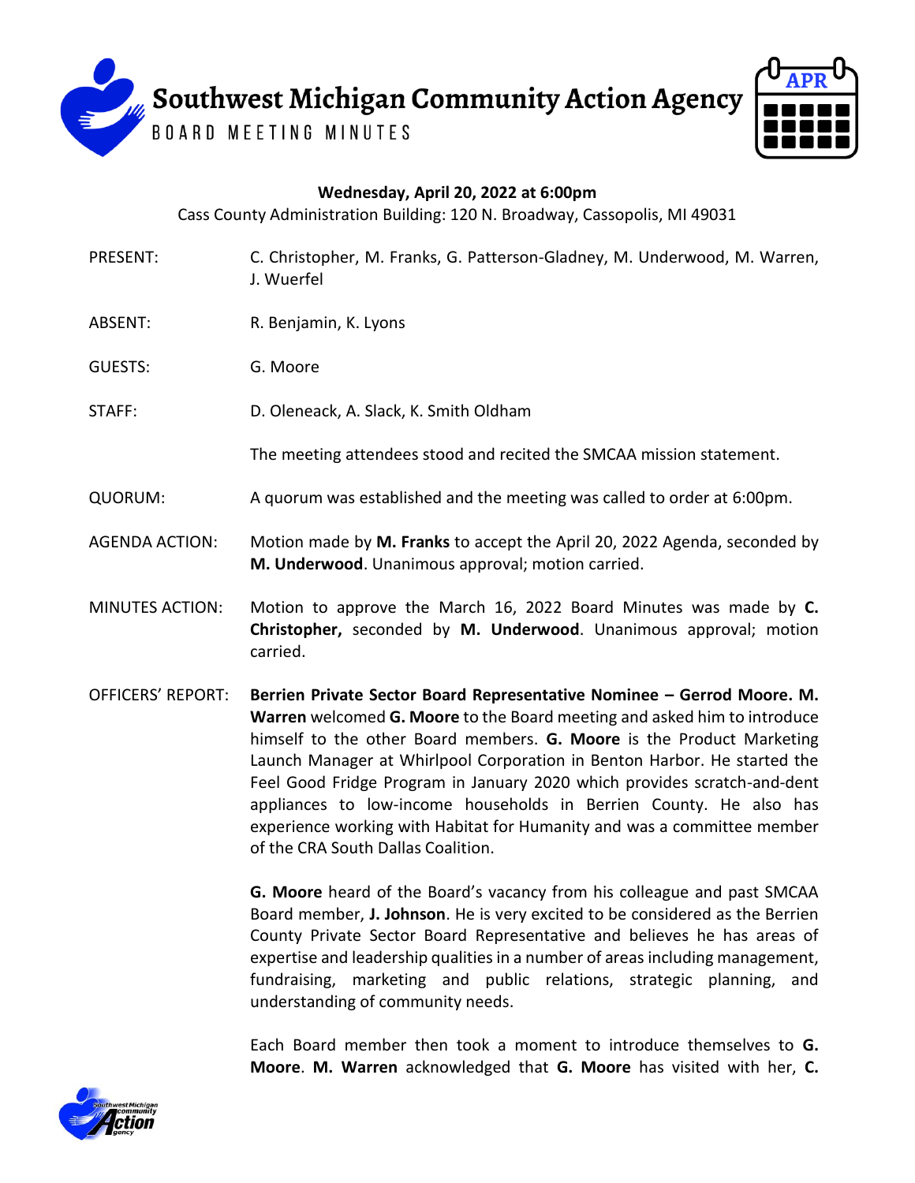# Southwest Michigan Community Action Agency

BOARD MEETING MINUTES

APR

**Wednesday, April 20, 2022 at 6:00pm**

Cass County Administration Building: 120 N. Broadway, Cassopolis, MI 49031

PRESENT: C. Christopher, M. Franks, G. Patterson-Gladney, M. Underwood, M. Warren, J. Wuerfel

ABSENT: R. Benjamin, K. Lyons

GUESTS: G. Moore

STAFF: D. Oleneack, A. Slack, K. Smith Oldham

The meeting attendees stood and recited the SMCAA mission statement.

QUORUM: A quorum was established and the meeting was called to order at 6:00pm.

AGENDA ACTION: Motion made by **M. Franks** to accept the April 20, 2022 Agenda, seconded by **M. Underwood**. Unanimous approval; motion carried.

MINUTES ACTION: Motion to approve the March 16, 2022 Board Minutes was made by **C. Christopher,** seconded by **M. Underwood**. Unanimous approval; motion carried.

OFFICERS' REPORT: **Berrien Private Sector Board Representative Nominee – Gerrod Moore. M. Warren** welcomed **G. Moore** to the Board meeting and asked him to introduce himself to the other Board members. **G. Moore** is the Product Marketing Launch Manager at Whirlpool Corporation in Benton Harbor. He started the Feel Good Fridge Program in January 2020 which provides scratch-and-dent appliances to low-income households in Berrien County. He also has experience working with Habitat for Humanity and was a committee member of the CRA South Dallas Coalition.

**G. Moore** heard of the Board's vacancy from his colleague and past SMCAA Board member, **J. Johnson**. He is very excited to be considered as the Berrien County Private Sector Board Representative and believes he has areas of expertise and leadership qualities in a number of areas including management, fundraising, marketing and public relations, strategic planning, and understanding of community needs.

Each Board member then took a moment to introduce themselves to **G. Moore**. **M. Warren** acknowledged that **G. Moore** has visited with her, **C.**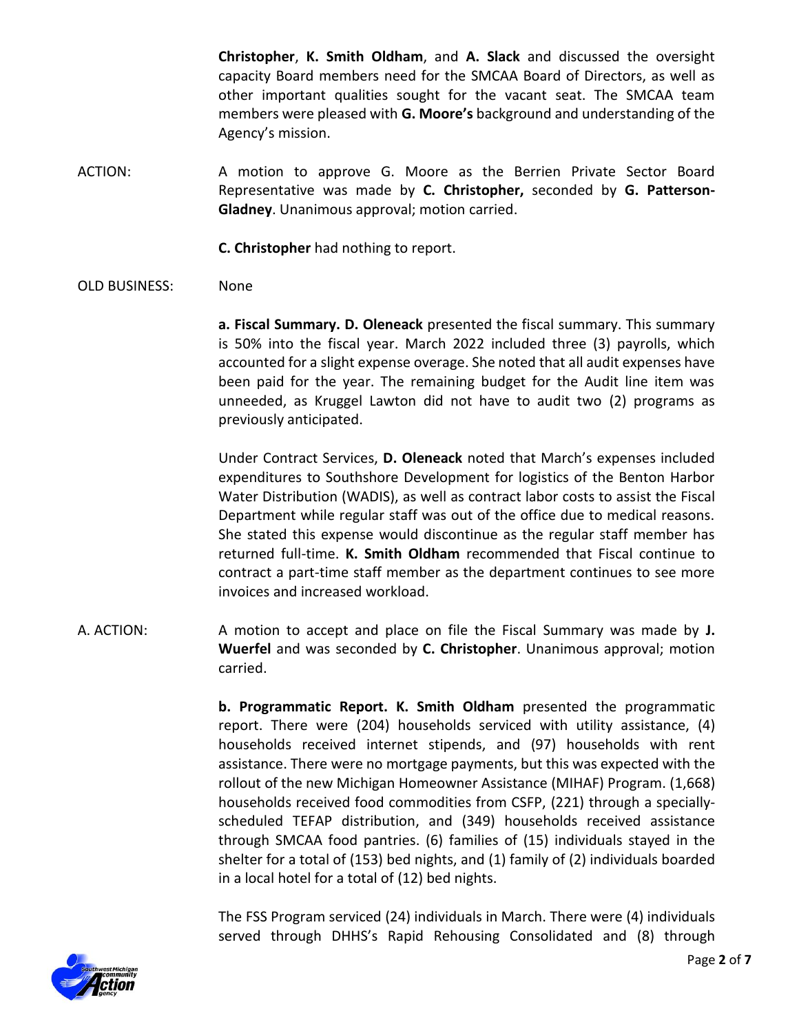**Christopher**, **K. Smith Oldham**, and **A. Slack** and discussed the oversight capacity Board members need for the SMCAA Board of Directors, as well as other important qualities sought for the vacant seat. The SMCAA team members were pleased with **G. Moore's** background and understanding of the Agency's mission.

ACTION: A motion to approve G. Moore as the Berrien Private Sector Board Representative was made by **C. Christopher,** seconded by **G. Patterson-Gladney**. Unanimous approval; motion carried.

**C. Christopher** had nothing to report.

OLD BUSINESS: None

**a. Fiscal Summary. D. Oleneack** presented the fiscal summary. This summary is 50% into the fiscal year. March 2022 included three (3) payrolls, which accounted for a slight expense overage. She noted that all audit expenses have been paid for the year. The remaining budget for the Audit line item was unneeded, as Kruggel Lawton did not have to audit two (2) programs as previously anticipated.

Under Contract Services, **D. Oleneack** noted that March's expenses included expenditures to Southshore Development for logistics of the Benton Harbor Water Distribution (WADIS), as well as contract labor costs to assist the Fiscal Department while regular staff was out of the office due to medical reasons. She stated this expense would discontinue as the regular staff member has returned full-time. **K. Smith Oldham** recommended that Fiscal continue to contract a part-time staff member as the department continues to see more invoices and increased workload.

A. ACTION: A motion to accept and place on file the Fiscal Summary was made by **J. Wuerfel** and was seconded by **C. Christopher**. Unanimous approval; motion carried.

**b. Programmatic Report. K. Smith Oldham** presented the programmatic report. There were (204) households serviced with utility assistance, (4) households received internet stipends, and (97) households with rent assistance. There were no mortgage payments, but this was expected with the rollout of the new Michigan Homeowner Assistance (MIHAF) Program. (1,668) households received food commodities from CSFP, (221) through a specially-scheduled TEFAP distribution, and (349) households received assistance through SMCAA food pantries. (6) families of (15) individuals stayed in the shelter for a total of (153) bed nights, and (1) family of (2) individuals boarded in a local hotel for a total of (12) bed nights.

The FSS Program serviced (24) individuals in March. There were (4) individuals served through DHHS's Rapid Rehousing Consolidated and (8) through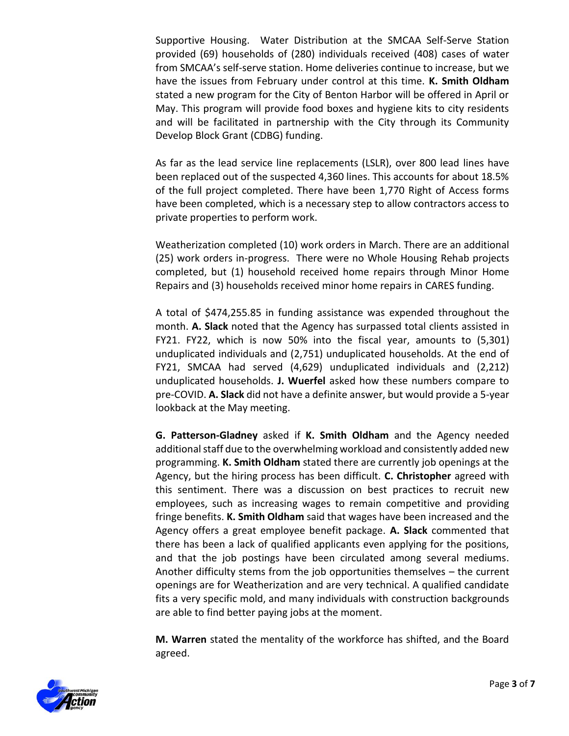Supportive Housing. Water Distribution at the SMCAA Self-Serve Station provided (69) households of (280) individuals received (408) cases of water from SMCAA's self-serve station. Home deliveries continue to increase, but we have the issues from February under control at this time. **K. Smith Oldham** stated a new program for the City of Benton Harbor will be offered in April or May. This program will provide food boxes and hygiene kits to city residents and will be facilitated in partnership with the City through its Community Develop Block Grant (CDBG) funding.

As far as the lead service line replacements (LSLR), over 800 lead lines have been replaced out of the suspected 4,360 lines. This accounts for about 18.5% of the full project completed. There have been 1,770 Right of Access forms have been completed, which is a necessary step to allow contractors access to private properties to perform work.

Weatherization completed (10) work orders in March. There are an additional (25) work orders in-progress. There were no Whole Housing Rehab projects completed, but (1) household received home repairs through Minor Home Repairs and (3) households received minor home repairs in CARES funding.

A total of $474,255.85 in funding assistance was expended throughout the month. **A. Slack** noted that the Agency has surpassed total clients assisted in FY21. FY22, which is now 50% into the fiscal year, amounts to (5,301) unduplicated individuals and (2,751) unduplicated households. At the end of FY21, SMCAA had served (4,629) unduplicated individuals and (2,212) unduplicated households. **J. Wuerfel** asked how these numbers compare to pre-COVID. **A. Slack** did not have a definite answer, but would provide a 5-year lookback at the May meeting.

**G. Patterson-Gladney** asked if **K. Smith Oldham** and the Agency needed additional staff due to the overwhelming workload and consistently added new programming. **K. Smith Oldham** stated there are currently job openings at the Agency, but the hiring process has been difficult. **C. Christopher** agreed with this sentiment. There was a discussion on best practices to recruit new employees, such as increasing wages to remain competitive and providing fringe benefits. **K. Smith Oldham** said that wages have been increased and the Agency offers a great employee benefit package. **A. Slack** commented that there has been a lack of qualified applicants even applying for the positions, and that the job postings have been circulated among several mediums. Another difficulty stems from the job opportunities themselves – the current openings are for Weatherization and are very technical. A qualified candidate fits a very specific mold, and many individuals with construction backgrounds are able to find better paying jobs at the moment.

**M. Warren** stated the mentality of the workforce has shifted, and the Board agreed.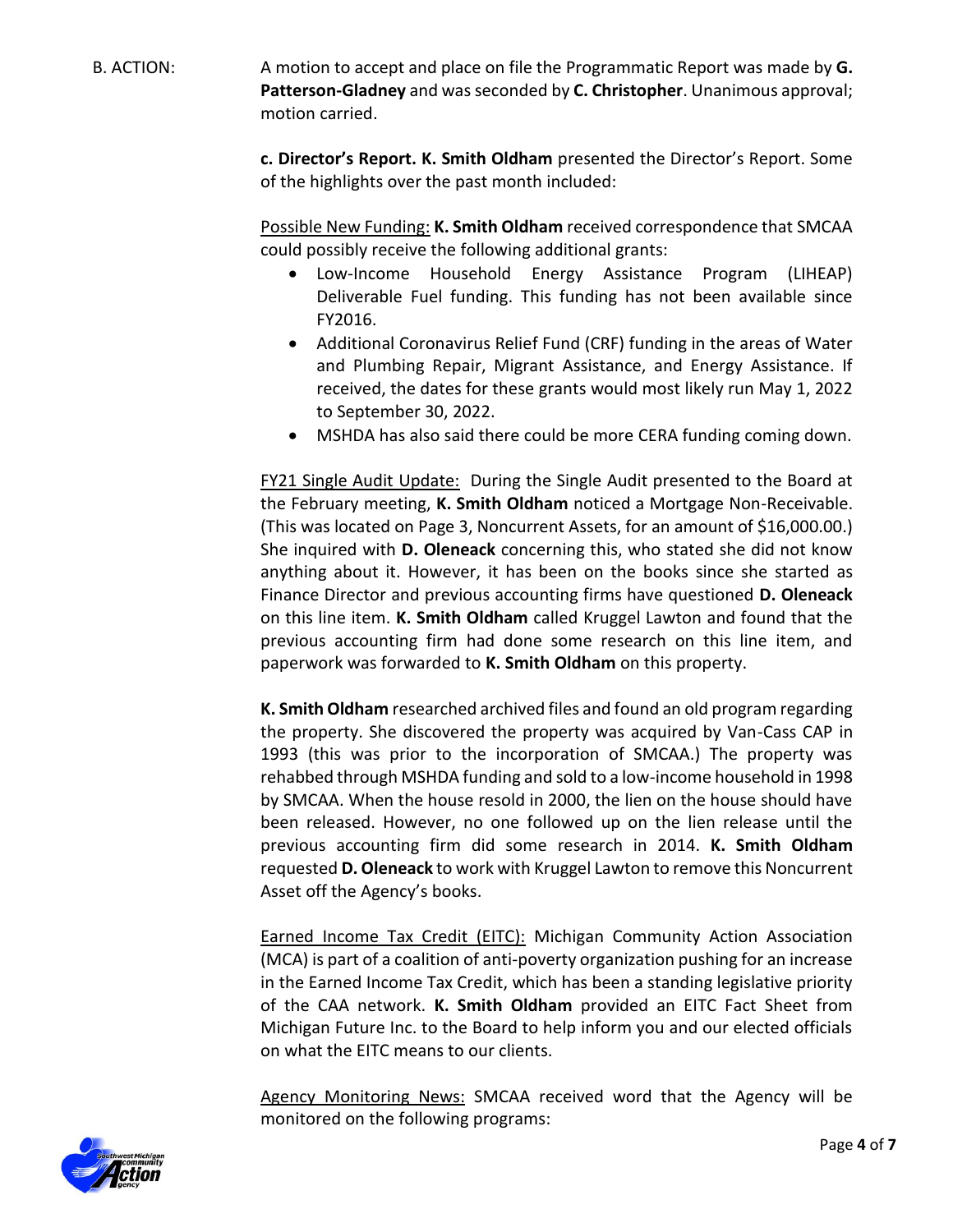B. ACTION: A motion to accept and place on file the Programmatic Report was made by **G. Patterson-Gladney** and was seconded by **C. Christopher**. Unanimous approval; motion carried.

**c. Director's Report. K. Smith Oldham** presented the Director's Report. Some of the highlights over the past month included:

<u>Possible New Funding:</u> **K. Smith Oldham** received correspondence that SMCAA could possibly receive the following additional grants:

- Low-Income Household Energy Assistance Program (LIHEAP) Deliverable Fuel funding. This funding has not been available since FY2016.
- Additional Coronavirus Relief Fund (CRF) funding in the areas of Water and Plumbing Repair, Migrant Assistance, and Energy Assistance. If received, the dates for these grants would most likely run May 1, 2022 to September 30, 2022.
- MSHDA has also said there could be more CERA funding coming down.

<u>FY21 Single Audit Update:</u> During the Single Audit presented to the Board at the February meeting, **K. Smith Oldham** noticed a Mortgage Non-Receivable. (This was located on Page 3, Noncurrent Assets, for an amount of $16,000.00.) She inquired with **D. Oleneack** concerning this, who stated she did not know anything about it. However, it has been on the books since she started as Finance Director and previous accounting firms have questioned **D. Oleneack** on this line item. **K. Smith Oldham** called Kruggel Lawton and found that the previous accounting firm had done some research on this line item, and paperwork was forwarded to **K. Smith Oldham** on this property.

**K. Smith Oldham** researched archived files and found an old program regarding the property. She discovered the property was acquired by Van-Cass CAP in 1993 (this was prior to the incorporation of SMCAA.) The property was rehabbed through MSHDA funding and sold to a low-income household in 1998 by SMCAA. When the house resold in 2000, the lien on the house should have been released. However, no one followed up on the lien release until the previous accounting firm did some research in 2014. **K. Smith Oldham** requested **D. Oleneack** to work with Kruggel Lawton to remove this Noncurrent Asset off the Agency's books.

<u>Earned Income Tax Credit (EITC):</u> Michigan Community Action Association (MCA) is part of a coalition of anti-poverty organization pushing for an increase in the Earned Income Tax Credit, which has been a standing legislative priority of the CAA network. **K. Smith Oldham** provided an EITC Fact Sheet from Michigan Future Inc. to the Board to help inform you and our elected officials on what the EITC means to our clients.

<u>Agency Monitoring News:</u> SMCAA received word that the Agency will be monitored on the following programs: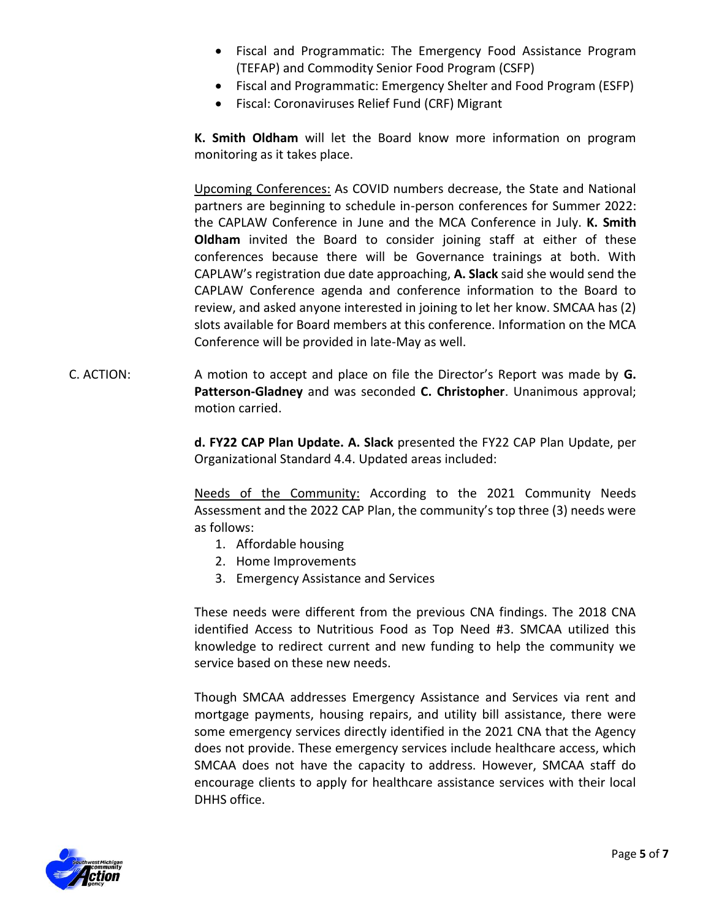- Fiscal and Programmatic: The Emergency Food Assistance Program (TEFAP) and Commodity Senior Food Program (CSFP)
- Fiscal and Programmatic: Emergency Shelter and Food Program (ESFP)
- Fiscal: Coronaviruses Relief Fund (CRF) Migrant

**K. Smith Oldham** will let the Board know more information on program monitoring as it takes place.

Upcoming Conferences: As COVID numbers decrease, the State and National partners are beginning to schedule in-person conferences for Summer 2022: the CAPLAW Conference in June and the MCA Conference in July. **K. Smith Oldham** invited the Board to consider joining staff at either of these conferences because there will be Governance trainings at both. With CAPLAW's registration due date approaching, **A. Slack** said she would send the CAPLAW Conference agenda and conference information to the Board to review, and asked anyone interested in joining to let her know. SMCAA has (2) slots available for Board members at this conference. Information on the MCA Conference will be provided in late-May as well.

C. ACTION: A motion to accept and place on file the Director's Report was made by **G. Patterson-Gladney** and was seconded **C. Christopher**. Unanimous approval; motion carried.

**d. FY22 CAP Plan Update. A. Slack** presented the FY22 CAP Plan Update, per Organizational Standard 4.4. Updated areas included:

Needs of the Community: According to the 2021 Community Needs Assessment and the 2022 CAP Plan, the community's top three (3) needs were as follows:

1. Affordable housing
2. Home Improvements
3. Emergency Assistance and Services

These needs were different from the previous CNA findings. The 2018 CNA identified Access to Nutritious Food as Top Need #3. SMCAA utilized this knowledge to redirect current and new funding to help the community we service based on these new needs.

Though SMCAA addresses Emergency Assistance and Services via rent and mortgage payments, housing repairs, and utility bill assistance, there were some emergency services directly identified in the 2021 CNA that the Agency does not provide. These emergency services include healthcare access, which SMCAA does not have the capacity to address. However, SMCAA staff do encourage clients to apply for healthcare assistance services with their local DHHS office.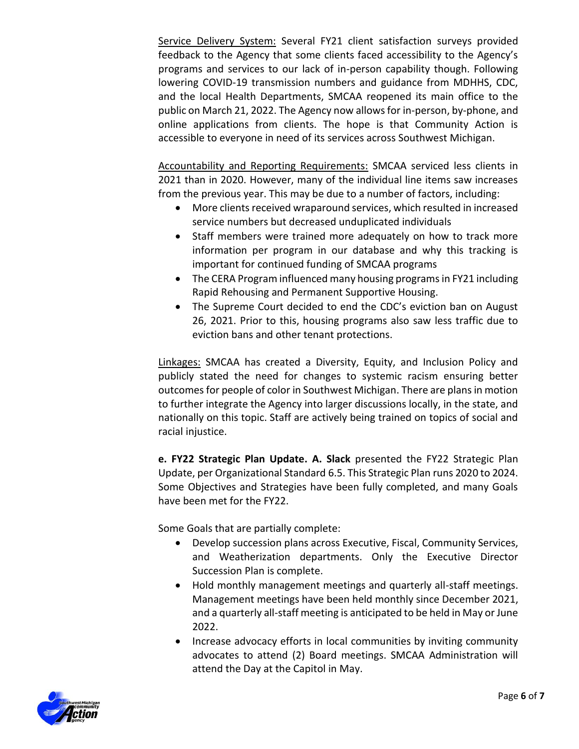Service Delivery System: Several FY21 client satisfaction surveys provided feedback to the Agency that some clients faced accessibility to the Agency's programs and services to our lack of in-person capability though. Following lowering COVID-19 transmission numbers and guidance from MDHHS, CDC, and the local Health Departments, SMCAA reopened its main office to the public on March 21, 2022. The Agency now allows for in-person, by-phone, and online applications from clients. The hope is that Community Action is accessible to everyone in need of its services across Southwest Michigan.

Accountability and Reporting Requirements: SMCAA serviced less clients in 2021 than in 2020. However, many of the individual line items saw increases from the previous year. This may be due to a number of factors, including:

- More clients received wraparound services, which resulted in increased service numbers but decreased unduplicated individuals
- Staff members were trained more adequately on how to track more information per program in our database and why this tracking is important for continued funding of SMCAA programs
- The CERA Program influenced many housing programs in FY21 including Rapid Rehousing and Permanent Supportive Housing.
- The Supreme Court decided to end the CDC's eviction ban on August 26, 2021. Prior to this, housing programs also saw less traffic due to eviction bans and other tenant protections.

Linkages: SMCAA has created a Diversity, Equity, and Inclusion Policy and publicly stated the need for changes to systemic racism ensuring better outcomes for people of color in Southwest Michigan. There are plans in motion to further integrate the Agency into larger discussions locally, in the state, and nationally on this topic. Staff are actively being trained on topics of social and racial injustice.

**e. FY22 Strategic Plan Update. A. Slack** presented the FY22 Strategic Plan Update, per Organizational Standard 6.5. This Strategic Plan runs 2020 to 2024. Some Objectives and Strategies have been fully completed, and many Goals have been met for the FY22.

Some Goals that are partially complete:

- Develop succession plans across Executive, Fiscal, Community Services, and Weatherization departments. Only the Executive Director Succession Plan is complete.
- Hold monthly management meetings and quarterly all-staff meetings. Management meetings have been held monthly since December 2021, and a quarterly all-staff meeting is anticipated to be held in May or June 2022.
- Increase advocacy efforts in local communities by inviting community advocates to attend (2) Board meetings. SMCAA Administration will attend the Day at the Capitol in May.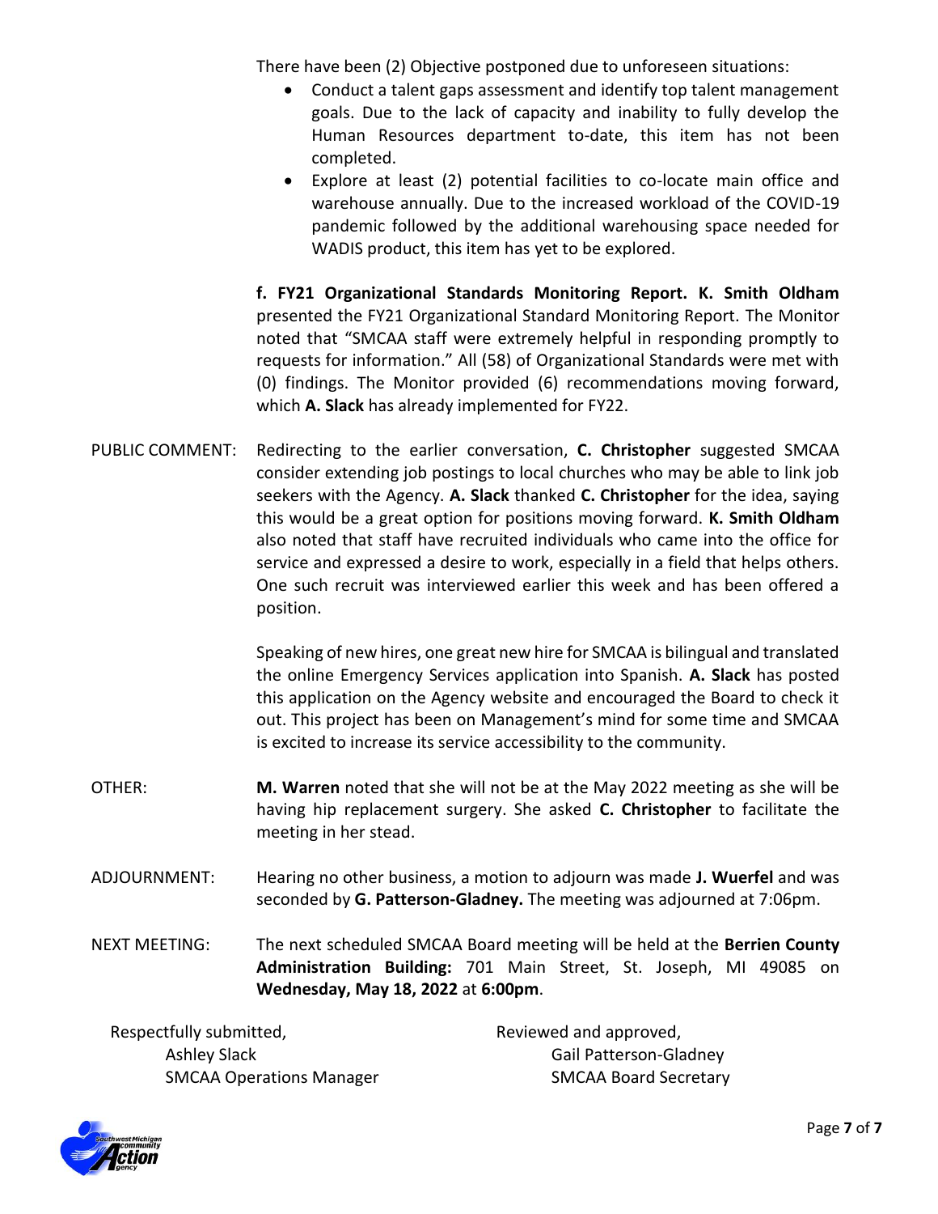There have been (2) Objective postponed due to unforeseen situations:

- Conduct a talent gaps assessment and identify top talent management goals. Due to the lack of capacity and inability to fully develop the Human Resources department to-date, this item has not been completed.
- Explore at least (2) potential facilities to co-locate main office and warehouse annually. Due to the increased workload of the COVID-19 pandemic followed by the additional warehousing space needed for WADIS product, this item has yet to be explored.

**f. FY21 Organizational Standards Monitoring Report. K. Smith Oldham** presented the FY21 Organizational Standard Monitoring Report. The Monitor noted that "SMCAA staff were extremely helpful in responding promptly to requests for information." All (58) of Organizational Standards were met with (0) findings. The Monitor provided (6) recommendations moving forward, which **A. Slack** has already implemented for FY22.

PUBLIC COMMENT: Redirecting to the earlier conversation, **C. Christopher** suggested SMCAA consider extending job postings to local churches who may be able to link job seekers with the Agency. **A. Slack** thanked **C. Christopher** for the idea, saying this would be a great option for positions moving forward. **K. Smith Oldham** also noted that staff have recruited individuals who came into the office for service and expressed a desire to work, especially in a field that helps others. One such recruit was interviewed earlier this week and has been offered a position.

Speaking of new hires, one great new hire for SMCAA is bilingual and translated the online Emergency Services application into Spanish. **A. Slack** has posted this application on the Agency website and encouraged the Board to check it out. This project has been on Management's mind for some time and SMCAA is excited to increase its service accessibility to the community.

OTHER: **M. Warren** noted that she will not be at the May 2022 meeting as she will be having hip replacement surgery. She asked **C. Christopher** to facilitate the meeting in her stead.

ADJOURNMENT: Hearing no other business, a motion to adjourn was made **J. Wuerfel** and was seconded by **G. Patterson-Gladney.** The meeting was adjourned at 7:06pm.

NEXT MEETING: The next scheduled SMCAA Board meeting will be held at the **Berrien County Administration Building:** 701 Main Street, St. Joseph, MI 49085 on **Wednesday, May 18, 2022** at **6:00pm**.

Respectfully submitted,
Ashley Slack
SMCAA Operations Manager

Reviewed and approved,
Gail Patterson-Gladney
SMCAA Board Secretary